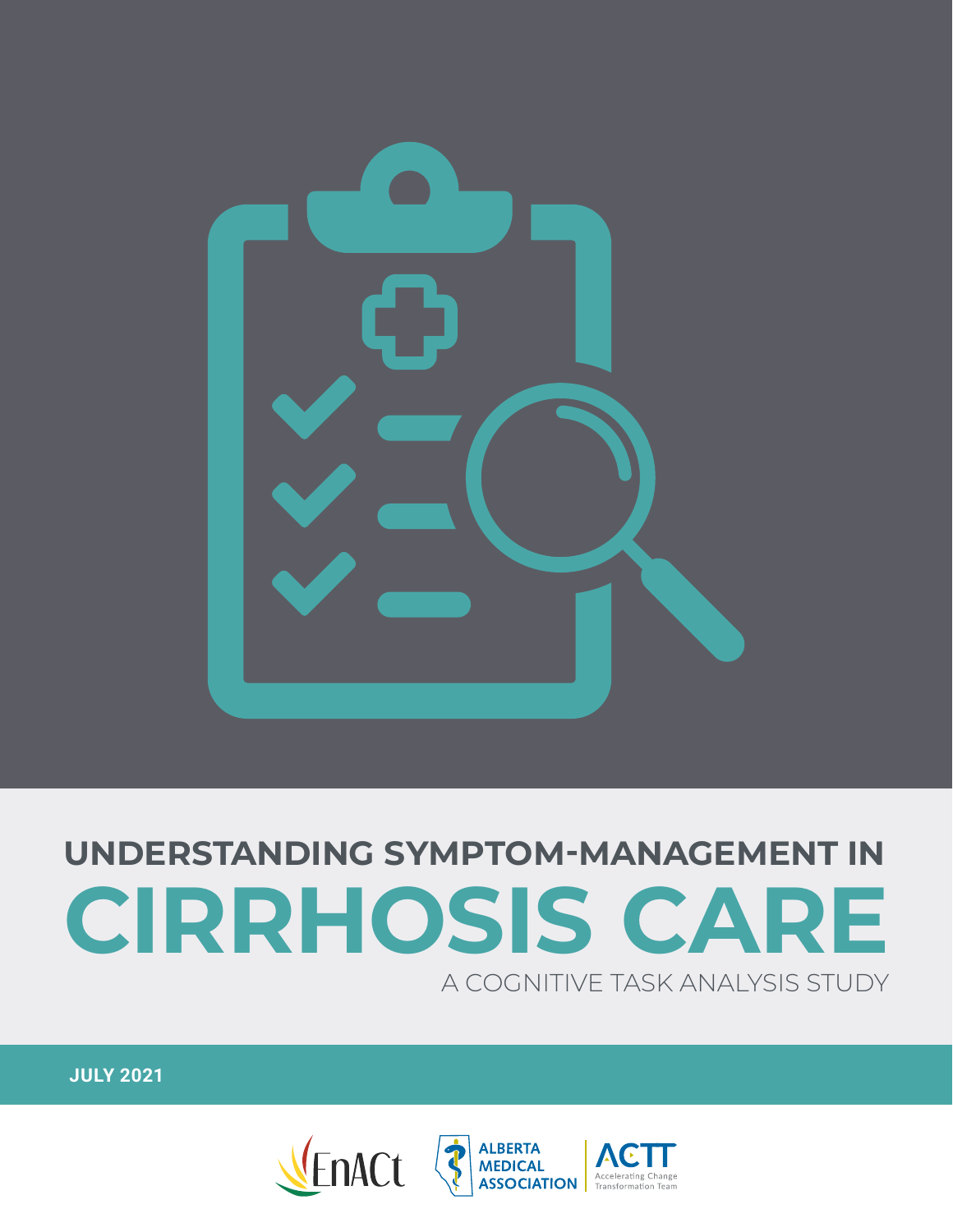# UNDERSTANDING SYMPTOM-MANAGEMENT IN CIRRHOSIS CARE

## A COGNITIVE TASK ANALYSIS STUDY

**JULY 2021**

EnACt

ALBERTA MEDICAL ASSOCIATION

ACTT Accelerating Change Transformation Team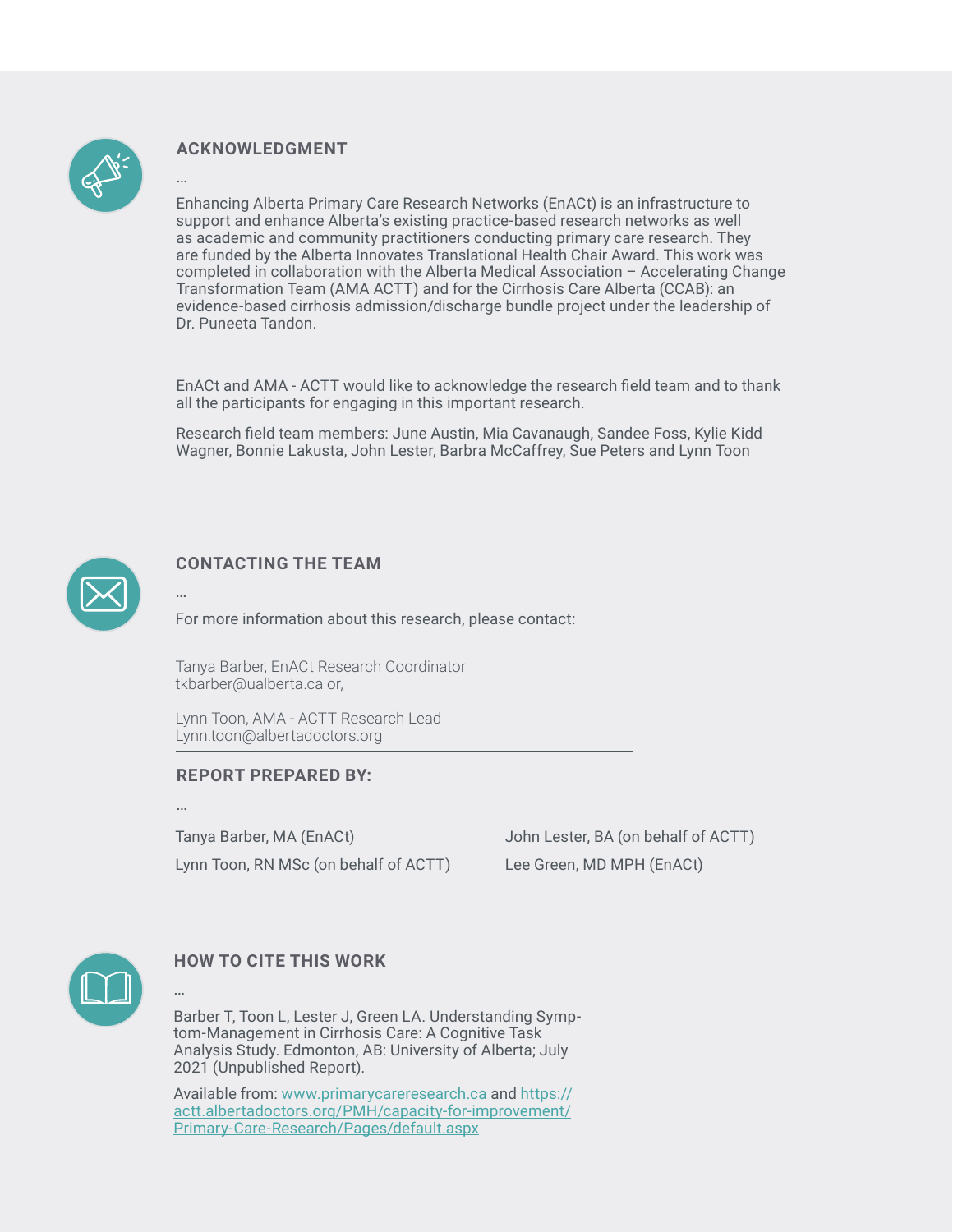## ACKNOWLEDGMENT

…

Enhancing Alberta Primary Care Research Networks (EnACt) is an infrastructure to support and enhance Alberta's existing practice-based research networks as well as academic and community practitioners conducting primary care research. They are funded by the Alberta Innovates Translational Health Chair Award. This work was completed in collaboration with the Alberta Medical Association – Accelerating Change Transformation Team (AMA ACTT) and for the Cirrhosis Care Alberta (CCAB): an evidence-based cirrhosis admission/discharge bundle project under the leadership of Dr. Puneeta Tandon.

EnACt and AMA - ACTT would like to acknowledge the research field team and to thank all the participants for engaging in this important research.

Research field team members: June Austin, Mia Cavanaugh, Sandee Foss, Kylie Kidd Wagner, Bonnie Lakusta, John Lester, Barbra McCaffrey, Sue Peters and Lynn Toon

## CONTACTING THE TEAM

…

For more information about this research, please contact:

Tanya Barber, EnACt Research Coordinator
tkbarber@ualberta.ca or,

Lynn Toon, AMA - ACTT Research Lead
Lynn.toon@albertadoctors.org

## REPORT PREPARED BY:

…

Tanya Barber, MA (EnACt)

Lynn Toon, RN MSc (on behalf of ACTT)

John Lester, BA (on behalf of ACTT)

Lee Green, MD MPH (EnACt)

## HOW TO CITE THIS WORK

…

Barber T, Toon L, Lester J, Green LA. Understanding Symptom-Management in Cirrhosis Care: A Cognitive Task Analysis Study. Edmonton, AB: University of Alberta; July 2021 (Unpublished Report).

Available from: www.primarycareresearch.ca and https://actt.albertadoctors.org/PMH/capacity-for-improvement/Primary-Care-Research/Pages/default.aspx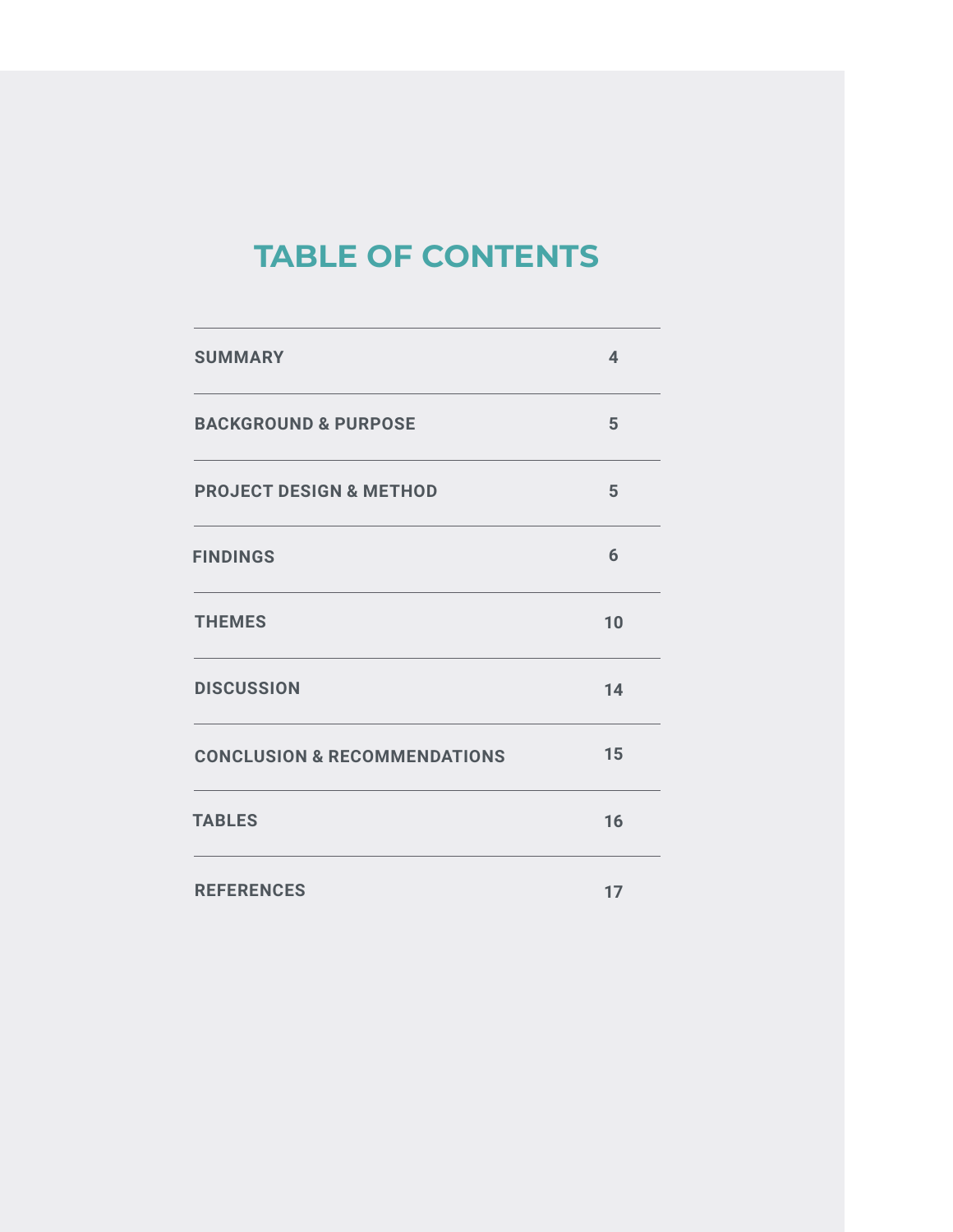# TABLE OF CONTENTS

| | |
|---|---|
| SUMMARY | 4 |
| BACKGROUND & PURPOSE | 5 |
| PROJECT DESIGN & METHOD | 5 |
| FINDINGS | 6 |
| THEMES | 10 |
| DISCUSSION | 14 |
| CONCLUSION & RECOMMENDATIONS | 15 |
| TABLES | 16 |
| REFERENCES | 17 |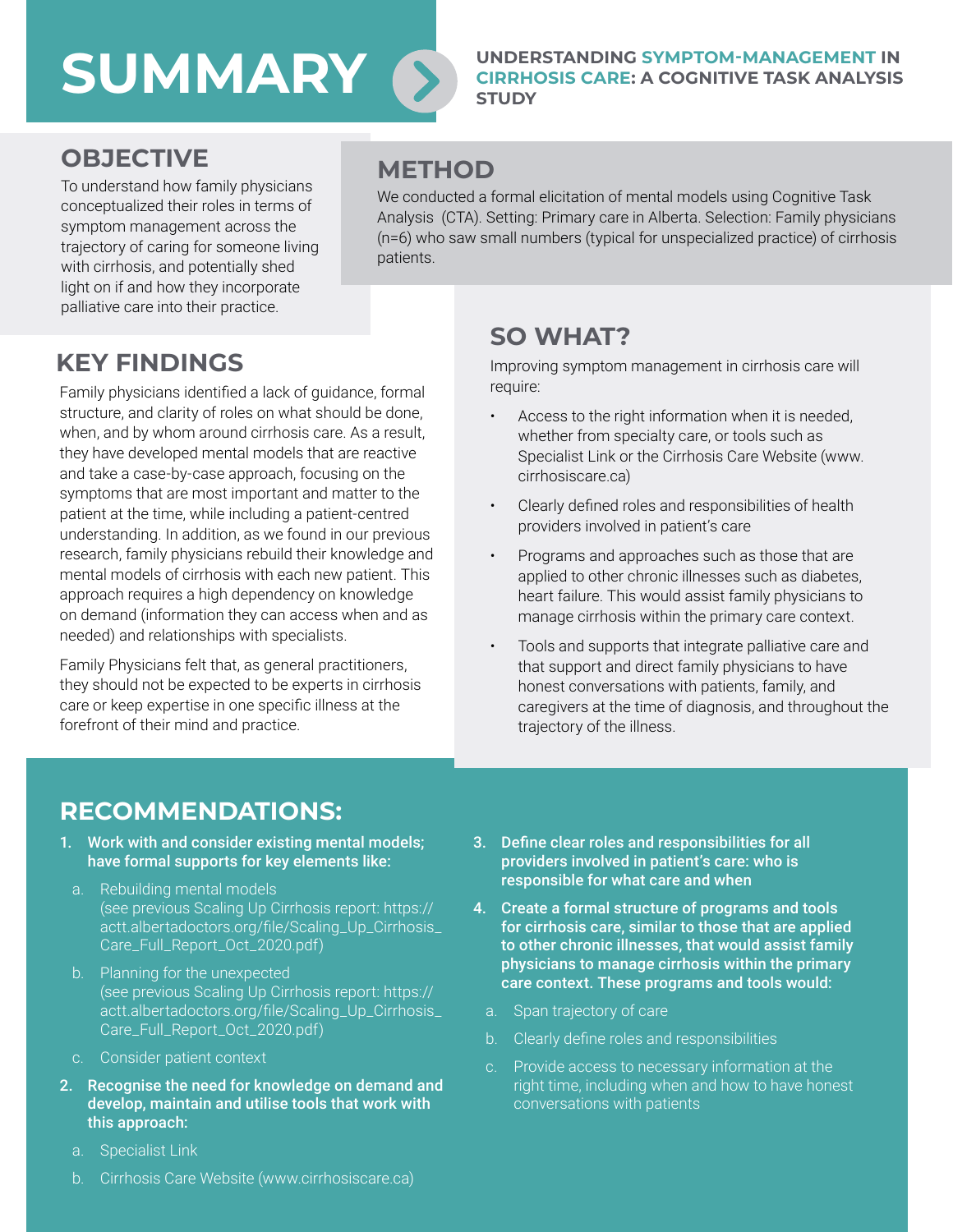# SUMMARY

**UNDERSTANDING SYMPTOM-MANAGEMENT IN CIRRHOSIS CARE: A COGNITIVE TASK ANALYSIS STUDY**

## OBJECTIVE

To understand how family physicians conceptualized their roles in terms of symptom management across the trajectory of caring for someone living with cirrhosis, and potentially shed light on if and how they incorporate palliative care into their practice.

## METHOD

We conducted a formal elicitation of mental models using Cognitive Task Analysis (CTA). Setting: Primary care in Alberta. Selection: Family physicians (n=6) who saw small numbers (typical for unspecialized practice) of cirrhosis patients.

## KEY FINDINGS

Family physicians identified a lack of guidance, formal structure, and clarity of roles on what should be done, when, and by whom around cirrhosis care. As a result, they have developed mental models that are reactive and take a case-by-case approach, focusing on the symptoms that are most important and matter to the patient at the time, while including a patient-centred understanding. In addition, as we found in our previous research, family physicians rebuild their knowledge and mental models of cirrhosis with each new patient. This approach requires a high dependency on knowledge on demand (information they can access when and as needed) and relationships with specialists.

Family Physicians felt that, as general practitioners, they should not be expected to be experts in cirrhosis care or keep expertise in one specific illness at the forefront of their mind and practice.

## SO WHAT?

Improving symptom management in cirrhosis care will require:

- Access to the right information when it is needed, whether from specialty care, or tools such as Specialist Link or the Cirrhosis Care Website (www.cirrhosiscare.ca)
- Clearly defined roles and responsibilities of health providers involved in patient's care
- Programs and approaches such as those that are applied to other chronic illnesses such as diabetes, heart failure. This would assist family physicians to manage cirrhosis within the primary care context.
- Tools and supports that integrate palliative care and that support and direct family physicians to have honest conversations with patients, family, and caregivers at the time of diagnosis, and throughout the trajectory of the illness.

## RECOMMENDATIONS:

1. **Work with and consider existing mental models; have formal supports for key elements like:**
   a. Rebuilding mental models (see previous Scaling Up Cirrhosis report: https://actt.albertadoctors.org/file/Scaling_Up_Cirrhosis_Care_Full_Report_Oct_2020.pdf)
   b. Planning for the unexpected (see previous Scaling Up Cirrhosis report: https://actt.albertadoctors.org/file/Scaling_Up_Cirrhosis_Care_Full_Report_Oct_2020.pdf)
   c. Consider patient context
2. **Recognise the need for knowledge on demand and develop, maintain and utilise tools that work with this approach:**
   a. Specialist Link
   b. Cirrhosis Care Website (www.cirrhosiscare.ca)
3. **Define clear roles and responsibilities for all providers involved in patient's care: who is responsible for what care and when**
4. **Create a formal structure of programs and tools for cirrhosis care, similar to those that are applied to other chronic illnesses, that would assist family physicians to manage cirrhosis within the primary care context. These programs and tools would:**
   a. Span trajectory of care
   b. Clearly define roles and responsibilities
   c. Provide access to necessary information at the right time, including when and how to have honest conversations with patients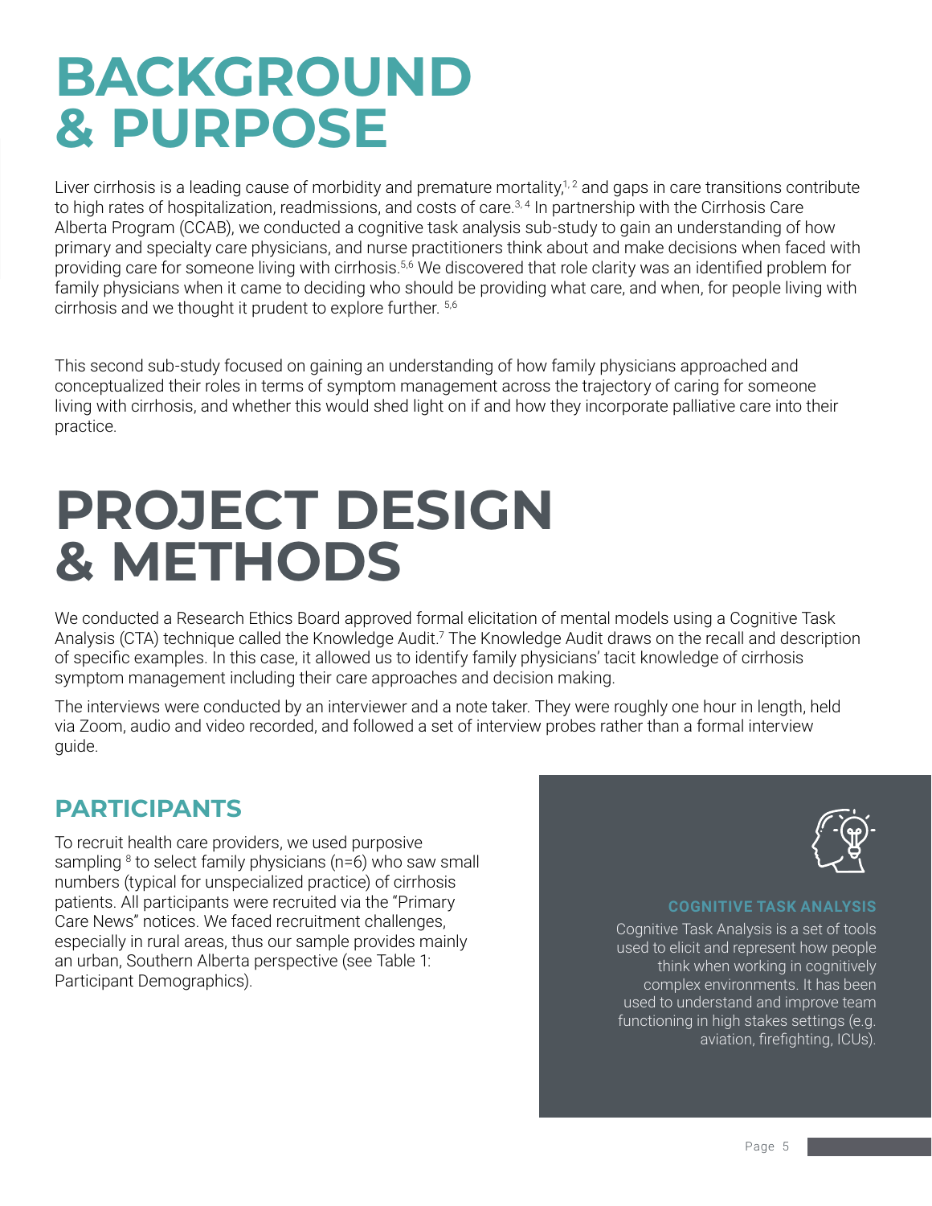# BACKGROUND & PURPOSE

Liver cirrhosis is a leading cause of morbidity and premature mortality,[1,2] and gaps in care transitions contribute to high rates of hospitalization, readmissions, and costs of care.[3,4] In partnership with the Cirrhosis Care Alberta Program (CCAB), we conducted a cognitive task analysis sub-study to gain an understanding of how primary and specialty care physicians, and nurse practitioners think about and make decisions when faced with providing care for someone living with cirrhosis.[5,6] We discovered that role clarity was an identified problem for family physicians when it came to deciding who should be providing what care, and when, for people living with cirrhosis and we thought it prudent to explore further. [5,6]

This second sub-study focused on gaining an understanding of how family physicians approached and conceptualized their roles in terms of symptom management across the trajectory of caring for someone living with cirrhosis, and whether this would shed light on if and how they incorporate palliative care into their practice.

# PROJECT DESIGN & METHODS

We conducted a Research Ethics Board approved formal elicitation of mental models using a Cognitive Task Analysis (CTA) technique called the Knowledge Audit.[7] The Knowledge Audit draws on the recall and description of specific examples. In this case, it allowed us to identify family physicians' tacit knowledge of cirrhosis symptom management including their care approaches and decision making.

The interviews were conducted by an interviewer and a note taker. They were roughly one hour in length, held via Zoom, audio and video recorded, and followed a set of interview probes rather than a formal interview guide.

## PARTICIPANTS

To recruit health care providers, we used purposive sampling [8] to select family physicians (n=6) who saw small numbers (typical for unspecialized practice) of cirrhosis patients. All participants were recruited via the "Primary Care News" notices. We faced recruitment challenges, especially in rural areas, thus our sample provides mainly an urban, Southern Alberta perspective (see Table 1: Participant Demographics).

**COGNITIVE TASK ANALYSIS**

Cognitive Task Analysis is a set of tools used to elicit and represent how people think when working in cognitively complex environments. It has been used to understand and improve team functioning in high stakes settings (e.g. aviation, firefighting, ICUs).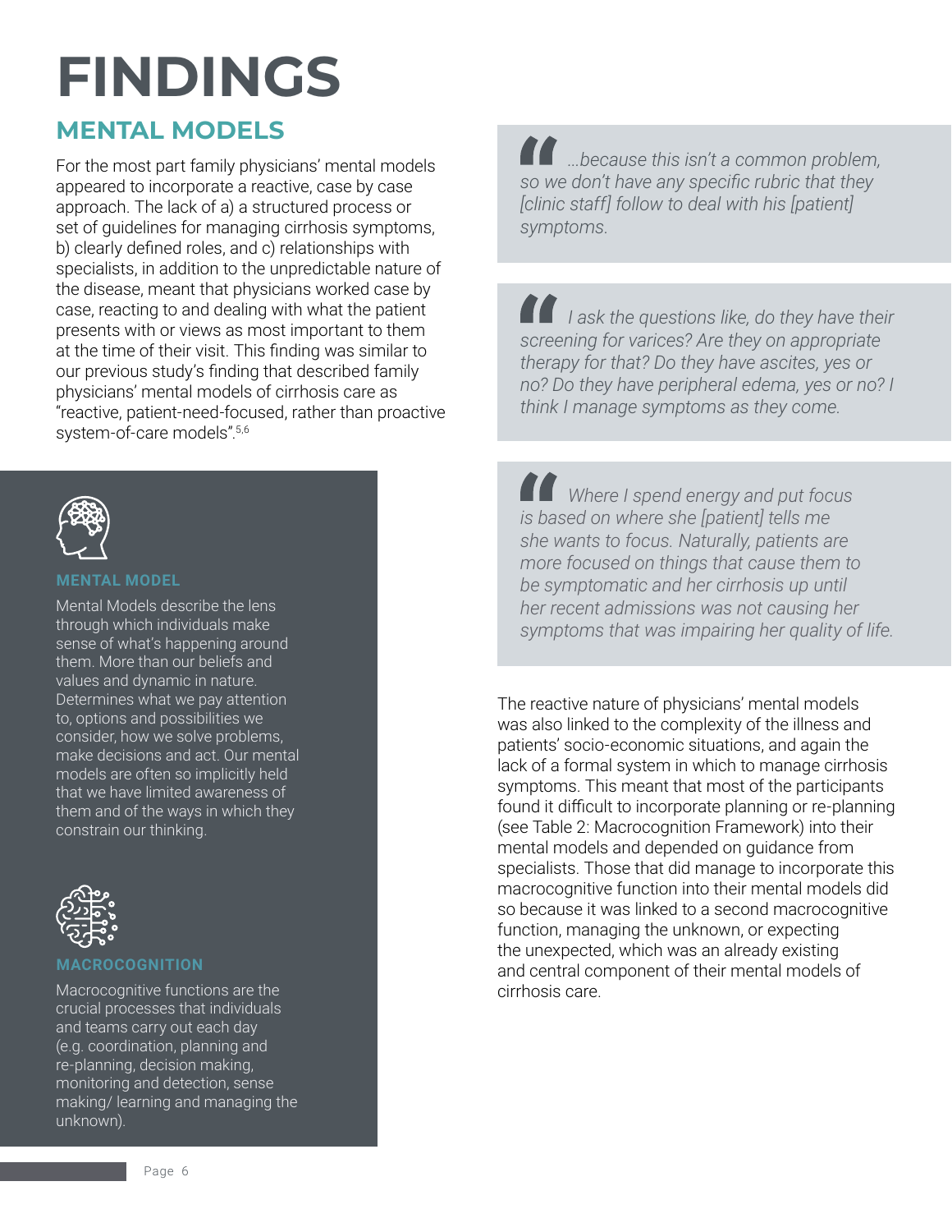# FINDINGS

## MENTAL MODELS

For the most part family physicians' mental models appeared to incorporate a reactive, case by case approach. The lack of a) a structured process or set of guidelines for managing cirrhosis symptoms, b) clearly defined roles, and c) relationships with specialists, in addition to the unpredictable nature of the disease, meant that physicians worked case by case, reacting to and dealing with what the patient presents with or views as most important to them at the time of their visit. This finding was similar to our previous study's finding that described family physicians' mental models of cirrhosis care as "reactive, patient-need-focused, rather than proactive system-of-care models".[5,6]

### MENTAL MODEL

Mental Models describe the lens through which individuals make sense of what's happening around them. More than our beliefs and values and dynamic in nature. Determines what we pay attention to, options and possibilities we consider, how we solve problems, make decisions and act. Our mental models are often so implicitly held that we have limited awareness of them and of the ways in which they constrain our thinking.

### MACROCOGNITION

Macrocognitive functions are the crucial processes that individuals and teams carry out each day (e.g. coordination, planning and re-planning, decision making, monitoring and detection, sense making/ learning and managing the unknown).

> *...because this isn't a common problem, so we don't have any specific rubric that they [clinic staff] follow to deal with his [patient] symptoms.*

> *I ask the questions like, do they have their screening for varices? Are they on appropriate therapy for that? Do they have ascites, yes or no? Do they have peripheral edema, yes or no? I think I manage symptoms as they come.*

> *Where I spend energy and put focus is based on where she [patient] tells me she wants to focus. Naturally, patients are more focused on things that cause them to be symptomatic and her cirrhosis up until her recent admissions was not causing her symptoms that was impairing her quality of life.*

The reactive nature of physicians' mental models was also linked to the complexity of the illness and patients' socio-economic situations, and again the lack of a formal system in which to manage cirrhosis symptoms. This meant that most of the participants found it difficult to incorporate planning or re-planning (see Table 2: Macrocognition Framework) into their mental models and depended on guidance from specialists. Those that did manage to incorporate this macrocognitive function into their mental models did so because it was linked to a second macrocognitive function, managing the unknown, or expecting the unexpected, which was an already existing and central component of their mental models of cirrhosis care.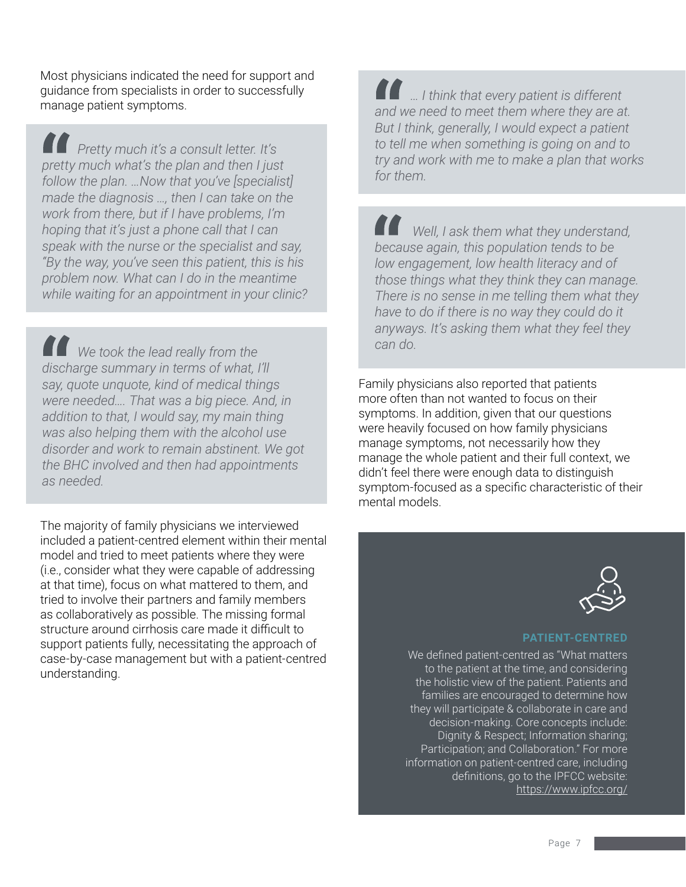Most physicians indicated the need for support and guidance from specialists in order to successfully manage patient symptoms.

> *Pretty much it's a consult letter. It's pretty much what's the plan and then I just follow the plan. …Now that you've [specialist] made the diagnosis …, then I can take on the work from there, but if I have problems, I'm hoping that it's just a phone call that I can speak with the nurse or the specialist and say, "By the way, you've seen this patient, this is his problem now. What can I do in the meantime while waiting for an appointment in your clinic?*

> *We took the lead really from the discharge summary in terms of what, I'll say, quote unquote, kind of medical things were needed…. That was a big piece. And, in addition to that, I would say, my main thing was also helping them with the alcohol use disorder and work to remain abstinent. We got the BHC involved and then had appointments as needed.*

The majority of family physicians we interviewed included a patient-centred element within their mental model and tried to meet patients where they were (i.e., consider what they were capable of addressing at that time), focus on what mattered to them, and tried to involve their partners and family members as collaboratively as possible. The missing formal structure around cirrhosis care made it difficult to support patients fully, necessitating the approach of case-by-case management but with a patient-centred understanding.

> *… I think that every patient is different and we need to meet them where they are at. But I think, generally, I would expect a patient to tell me when something is going on and to try and work with me to make a plan that works for them.*

> *Well, I ask them what they understand, because again, this population tends to be low engagement, low health literacy and of those things what they think they can manage. There is no sense in me telling them what they have to do if there is no way they could do it anyways. It's asking them what they feel they can do.*

Family physicians also reported that patients more often than not wanted to focus on their symptoms. In addition, given that our questions were heavily focused on how family physicians manage symptoms, not necessarily how they manage the whole patient and their full context, we didn't feel there were enough data to distinguish symptom-focused as a specific characteristic of their mental models.

**PATIENT-CENTRED**

We defined patient-centred as "What matters to the patient at the time, and considering the holistic view of the patient. Patients and families are encouraged to determine how they will participate & collaborate in care and decision-making. Core concepts include: Dignity & Respect; Information sharing; Participation; and Collaboration." For more information on patient-centred care, including definitions, go to the IPFCC website: https://www.ipfcc.org/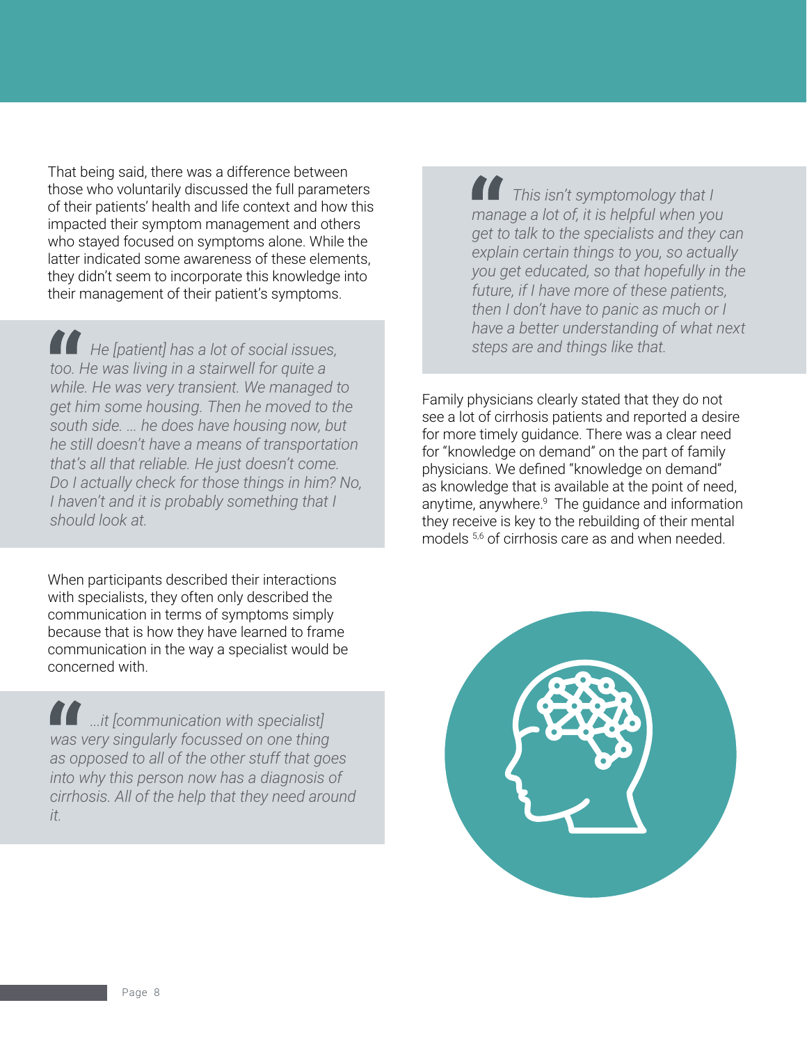That being said, there was a difference between those who voluntarily discussed the full parameters of their patients' health and life context and how this impacted their symptom management and others who stayed focused on symptoms alone. While the latter indicated some awareness of these elements, they didn't seem to incorporate this knowledge into their management of their patient's symptoms.

> *He [patient] has a lot of social issues, too. He was living in a stairwell for quite a while. He was very transient. We managed to get him some housing. Then he moved to the south side. ... he does have housing now, but he still doesn't have a means of transportation that's all that reliable. He just doesn't come. Do I actually check for those things in him? No, I haven't and it is probably something that I should look at.*

When participants described their interactions with specialists, they often only described the communication in terms of symptoms simply because that is how they have learned to frame communication in the way a specialist would be concerned with.

> *...it [communication with specialist] was very singularly focussed on one thing as opposed to all of the other stuff that goes into why this person now has a diagnosis of cirrhosis. All of the help that they need around it.*

> *This isn't symptomology that I manage a lot of, it is helpful when you get to talk to the specialists and they can explain certain things to you, so actually you get educated, so that hopefully in the future, if I have more of these patients, then I don't have to panic as much or I have a better understanding of what next steps are and things like that.*

Family physicians clearly stated that they do not see a lot of cirrhosis patients and reported a desire for more timely guidance. There was a clear need for "knowledge on demand" on the part of family physicians. We defined "knowledge on demand" as knowledge that is available at the point of need, anytime, anywhere.[9] The guidance and information they receive is key to the rebuilding of their mental models [5,6] of cirrhosis care as and when needed.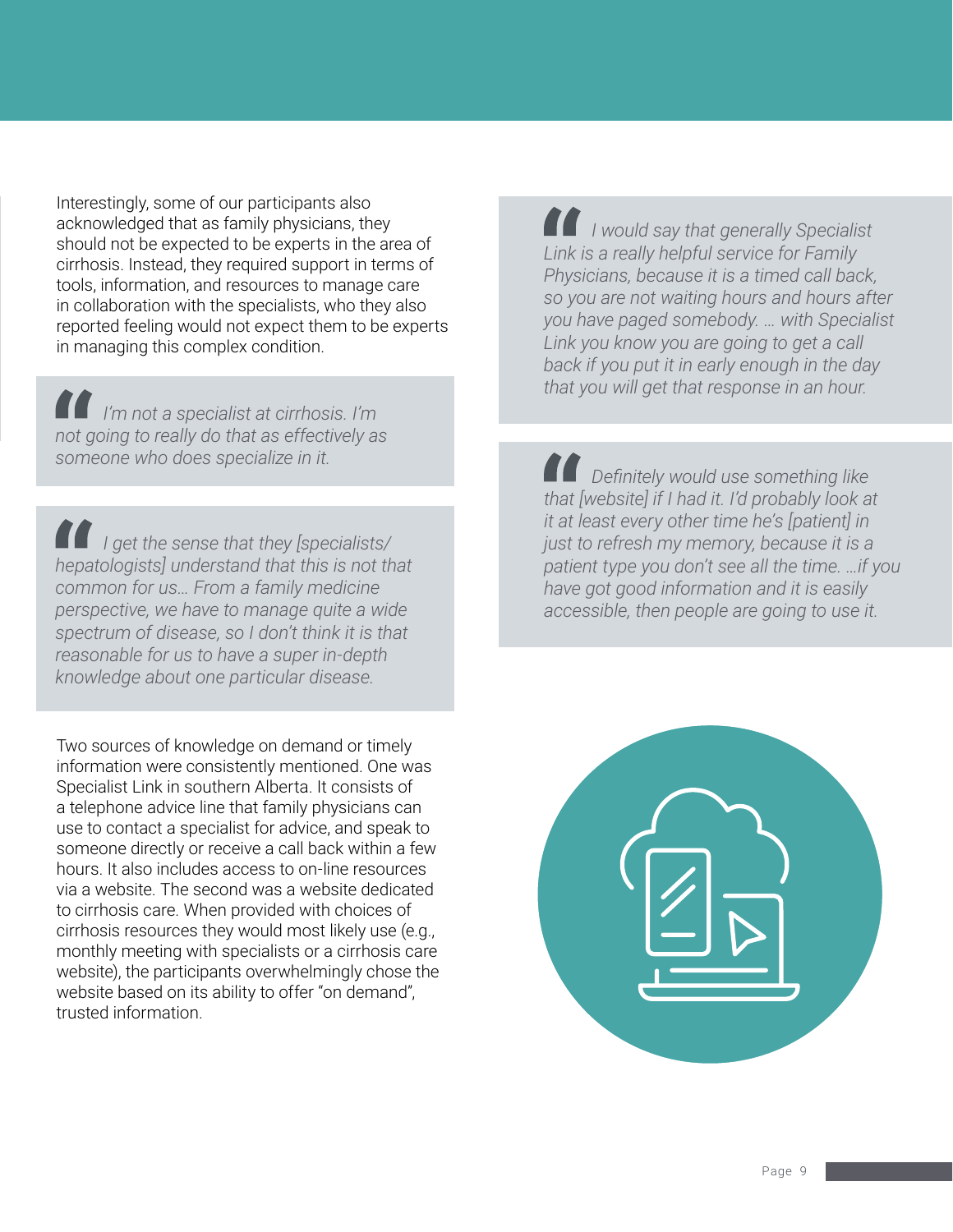Interestingly, some of our participants also acknowledged that as family physicians, they should not be expected to be experts in the area of cirrhosis. Instead, they required support in terms of tools, information, and resources to manage care in collaboration with the specialists, who they also reported feeling would not expect them to be experts in managing this complex condition.

> *I'm not a specialist at cirrhosis. I'm not going to really do that as effectively as someone who does specialize in it.*

> *I get the sense that they [specialists/hepatologists] understand that this is not that common for us… From a family medicine perspective, we have to manage quite a wide spectrum of disease, so I don't think it is that reasonable for us to have a super in-depth knowledge about one particular disease.*

Two sources of knowledge on demand or timely information were consistently mentioned. One was Specialist Link in southern Alberta. It consists of a telephone advice line that family physicians can use to contact a specialist for advice, and speak to someone directly or receive a call back within a few hours. It also includes access to on-line resources via a website. The second was a website dedicated to cirrhosis care. When provided with choices of cirrhosis resources they would most likely use (e.g., monthly meeting with specialists or a cirrhosis care website), the participants overwhelmingly chose the website based on its ability to offer "on demand", trusted information.

> *I would say that generally Specialist Link is a really helpful service for Family Physicians, because it is a timed call back, so you are not waiting hours and hours after you have paged somebody. … with Specialist Link you know you are going to get a call back if you put it in early enough in the day that you will get that response in an hour.*

> *Definitely would use something like that [website] if I had it. I'd probably look at it at least every other time he's [patient] in just to refresh my memory, because it is a patient type you don't see all the time. …if you have got good information and it is easily accessible, then people are going to use it.*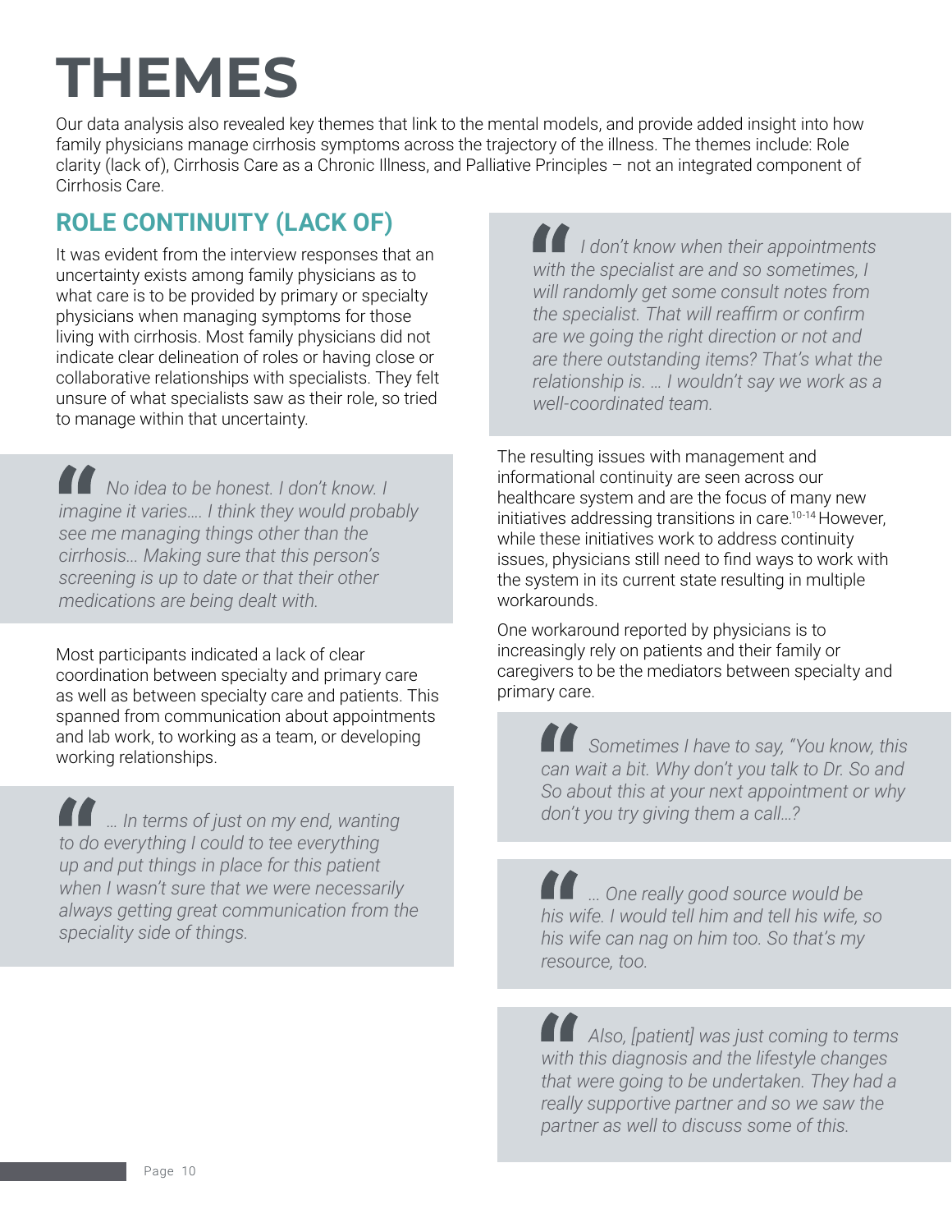# THEMES

Our data analysis also revealed key themes that link to the mental models, and provide added insight into how family physicians manage cirrhosis symptoms across the trajectory of the illness. The themes include: Role clarity (lack of), Cirrhosis Care as a Chronic Illness, and Palliative Principles – not an integrated component of Cirrhosis Care.

## ROLE CONTINUITY (LACK OF)

It was evident from the interview responses that an uncertainty exists among family physicians as to what care is to be provided by primary or specialty physicians when managing symptoms for those living with cirrhosis. Most family physicians did not indicate clear delineation of roles or having close or collaborative relationships with specialists. They felt unsure of what specialists saw as their role, so tried to manage within that uncertainty.

> *No idea to be honest. I don't know. I imagine it varies…. I think they would probably see me managing things other than the cirrhosis… Making sure that this person's screening is up to date or that their other medications are being dealt with.*

Most participants indicated a lack of clear coordination between specialty and primary care as well as between specialty care and patients. This spanned from communication about appointments and lab work, to working as a team, or developing working relationships.

> *… In terms of just on my end, wanting to do everything I could to tee everything up and put things in place for this patient when I wasn't sure that we were necessarily always getting great communication from the speciality side of things.*

> *I don't know when their appointments with the specialist are and so sometimes, I will randomly get some consult notes from the specialist. That will reaffirm or confirm are we going the right direction or not and are there outstanding items? That's what the relationship is. … I wouldn't say we work as a well-coordinated team.*

The resulting issues with management and informational continuity are seen across our healthcare system and are the focus of many new initiatives addressing transitions in care.[10-14] However, while these initiatives work to address continuity issues, physicians still need to find ways to work with the system in its current state resulting in multiple workarounds.

One workaround reported by physicians is to increasingly rely on patients and their family or caregivers to be the mediators between specialty and primary care.

> *Sometimes I have to say, "You know, this can wait a bit. Why don't you talk to Dr. So and So about this at your next appointment or why don't you try giving them a call…?*

> *… One really good source would be his wife. I would tell him and tell his wife, so his wife can nag on him too. So that's my resource, too.*

> *Also, [patient] was just coming to terms with this diagnosis and the lifestyle changes that were going to be undertaken. They had a really supportive partner and so we saw the partner as well to discuss some of this.*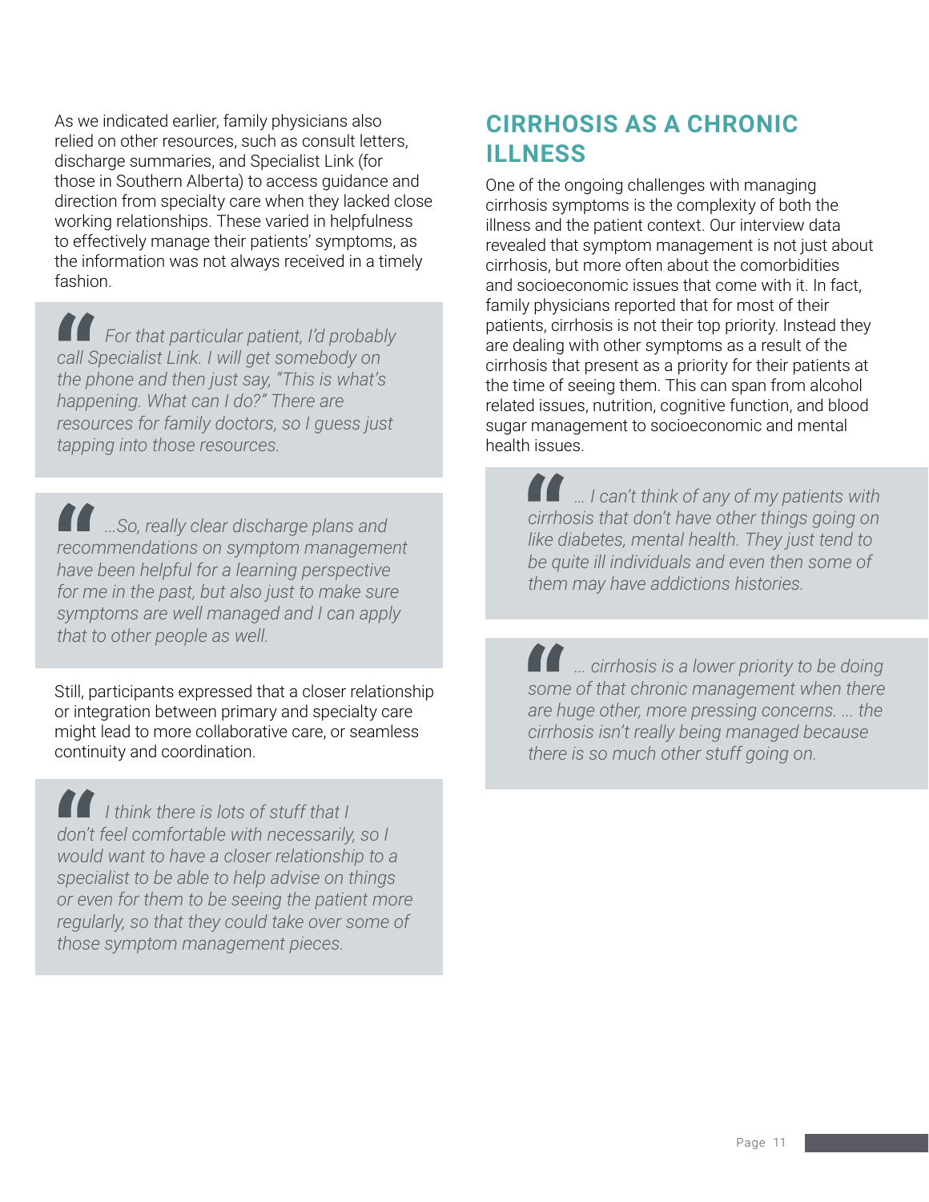As we indicated earlier, family physicians also relied on other resources, such as consult letters, discharge summaries, and Specialist Link (for those in Southern Alberta) to access guidance and direction from specialty care when they lacked close working relationships. These varied in helpfulness to effectively manage their patients' symptoms, as the information was not always received in a timely fashion.

> *For that particular patient, I'd probably call Specialist Link. I will get somebody on the phone and then just say, "This is what's happening. What can I do?" There are resources for family doctors, so I guess just tapping into those resources.*

> *...So, really clear discharge plans and recommendations on symptom management have been helpful for a learning perspective for me in the past, but also just to make sure symptoms are well managed and I can apply that to other people as well.*

Still, participants expressed that a closer relationship or integration between primary and specialty care might lead to more collaborative care, or seamless continuity and coordination.

> *I think there is lots of stuff that I don't feel comfortable with necessarily, so I would want to have a closer relationship to a specialist to be able to help advise on things or even for them to be seeing the patient more regularly, so that they could take over some of those symptom management pieces.*

## CIRRHOSIS AS A CHRONIC ILLNESS

One of the ongoing challenges with managing cirrhosis symptoms is the complexity of both the illness and the patient context. Our interview data revealed that symptom management is not just about cirrhosis, but more often about the comorbidities and socioeconomic issues that come with it. In fact, family physicians reported that for most of their patients, cirrhosis is not their top priority. Instead they are dealing with other symptoms as a result of the cirrhosis that present as a priority for their patients at the time of seeing them. This can span from alcohol related issues, nutrition, cognitive function, and blood sugar management to socioeconomic and mental health issues.

> *... I can't think of any of my patients with cirrhosis that don't have other things going on like diabetes, mental health. They just tend to be quite ill individuals and even then some of them may have addictions histories.*

> *... cirrhosis is a lower priority to be doing some of that chronic management when there are huge other, more pressing concerns. ... the cirrhosis isn't really being managed because there is so much other stuff going on.*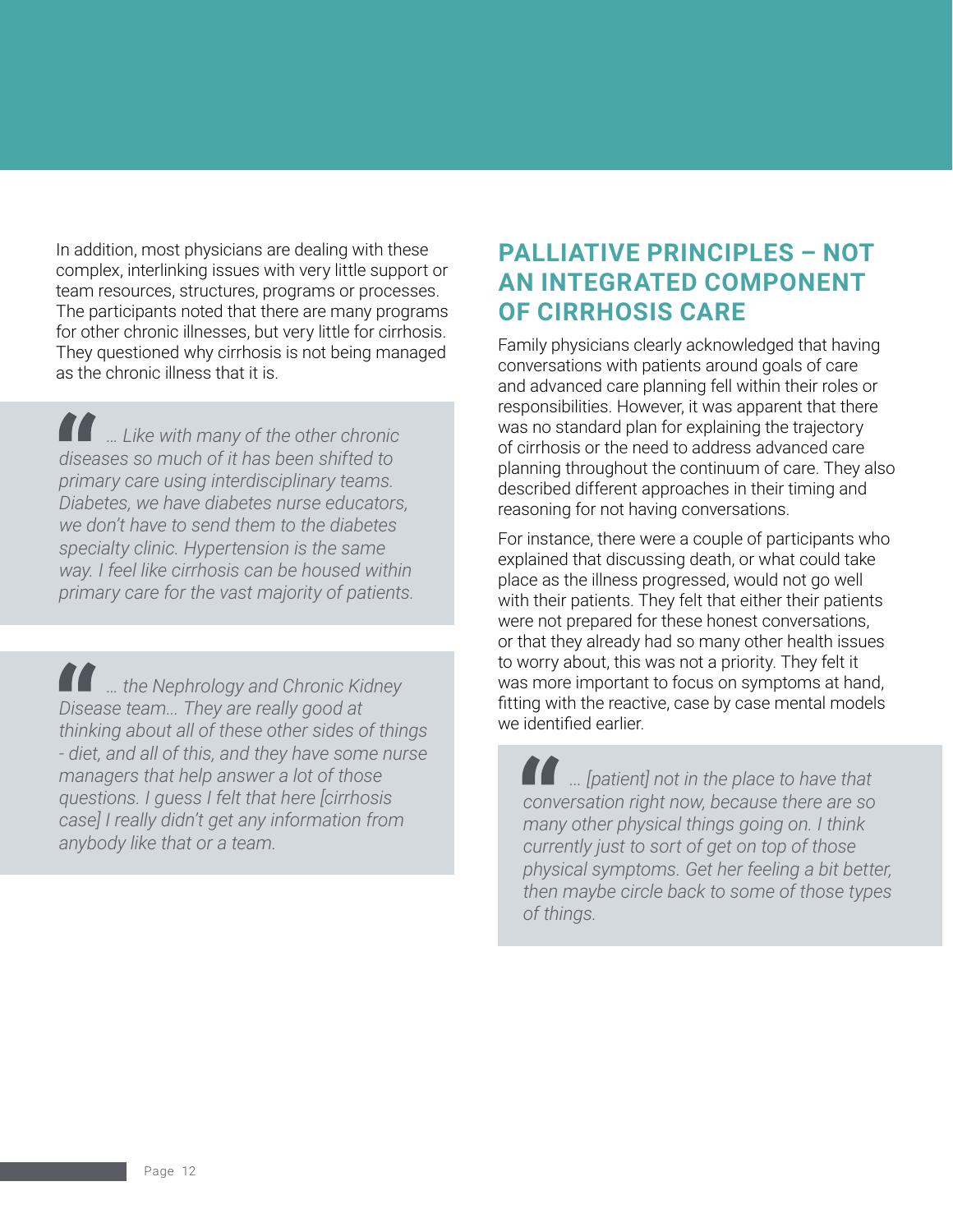In addition, most physicians are dealing with these complex, interlinking issues with very little support or team resources, structures, programs or processes. The participants noted that there are many programs for other chronic illnesses, but very little for cirrhosis. They questioned why cirrhosis is not being managed as the chronic illness that it is.

> *… Like with many of the other chronic diseases so much of it has been shifted to primary care using interdisciplinary teams. Diabetes, we have diabetes nurse educators, we don't have to send them to the diabetes specialty clinic. Hypertension is the same way. I feel like cirrhosis can be housed within primary care for the vast majority of patients.*

> *… the Nephrology and Chronic Kidney Disease team… They are really good at thinking about all of these other sides of things - diet, and all of this, and they have some nurse managers that help answer a lot of those questions. I guess I felt that here [cirrhosis case] I really didn't get any information from anybody like that or a team.*

## PALLIATIVE PRINCIPLES – NOT AN INTEGRATED COMPONENT OF CIRRHOSIS CARE

Family physicians clearly acknowledged that having conversations with patients around goals of care and advanced care planning fell within their roles or responsibilities. However, it was apparent that there was no standard plan for explaining the trajectory of cirrhosis or the need to address advanced care planning throughout the continuum of care. They also described different approaches in their timing and reasoning for not having conversations.

For instance, there were a couple of participants who explained that discussing death, or what could take place as the illness progressed, would not go well with their patients. They felt that either their patients were not prepared for these honest conversations, or that they already had so many other health issues to worry about, this was not a priority. They felt it was more important to focus on symptoms at hand, fitting with the reactive, case by case mental models we identified earlier.

> *… [patient] not in the place to have that conversation right now, because there are so many other physical things going on. I think currently just to sort of get on top of those physical symptoms. Get her feeling a bit better, then maybe circle back to some of those types of things.*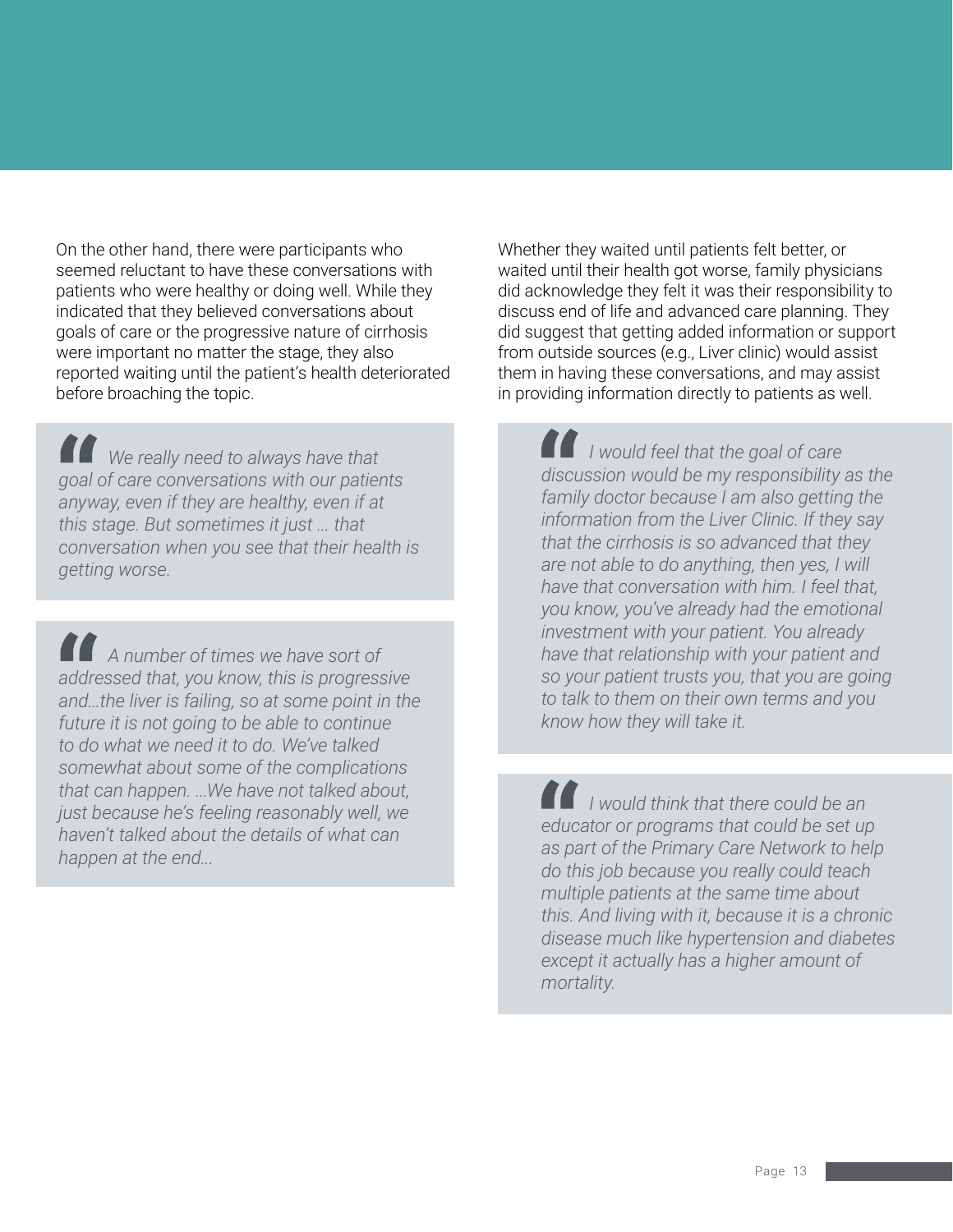On the other hand, there were participants who seemed reluctant to have these conversations with patients who were healthy or doing well. While they indicated that they believed conversations about goals of care or the progressive nature of cirrhosis were important no matter the stage, they also reported waiting until the patient's health deteriorated before broaching the topic.

> *We really need to always have that goal of care conversations with our patients anyway, even if they are healthy, even if at this stage. But sometimes it just … that conversation when you see that their health is getting worse.*

> *A number of times we have sort of addressed that, you know, this is progressive and…the liver is failing, so at some point in the future it is not going to be able to continue to do what we need it to do. We've talked somewhat about some of the complications that can happen. …We have not talked about, just because he's feeling reasonably well, we haven't talked about the details of what can happen at the end…*

Whether they waited until patients felt better, or waited until their health got worse, family physicians did acknowledge they felt it was their responsibility to discuss end of life and advanced care planning. They did suggest that getting added information or support from outside sources (e.g., Liver clinic) would assist them in having these conversations, and may assist in providing information directly to patients as well.

> *I would feel that the goal of care discussion would be my responsibility as the family doctor because I am also getting the information from the Liver Clinic. If they say that the cirrhosis is so advanced that they are not able to do anything, then yes, I will have that conversation with him. I feel that, you know, you've already had the emotional investment with your patient. You already have that relationship with your patient and so your patient trusts you, that you are going to talk to them on their own terms and you know how they will take it.*

> *I would think that there could be an educator or programs that could be set up as part of the Primary Care Network to help do this job because you really could teach multiple patients at the same time about this. And living with it, because it is a chronic disease much like hypertension and diabetes except it actually has a higher amount of mortality.*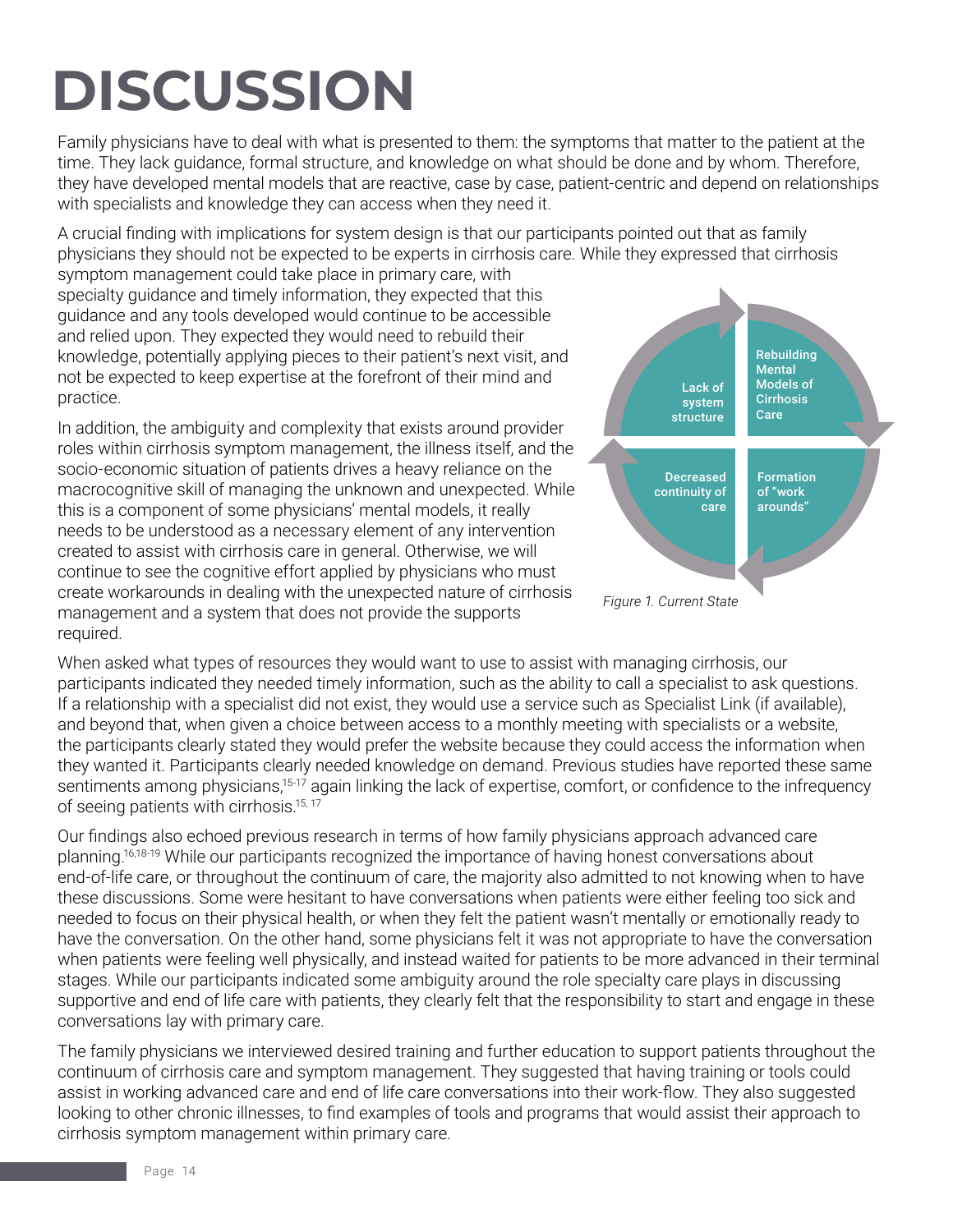# DISCUSSION

Family physicians have to deal with what is presented to them: the symptoms that matter to the patient at the time. They lack guidance, formal structure, and knowledge on what should be done and by whom. Therefore, they have developed mental models that are reactive, case by case, patient-centric and depend on relationships with specialists and knowledge they can access when they need it.

A crucial finding with implications for system design is that our participants pointed out that as family physicians they should not be expected to be experts in cirrhosis care. While they expressed that cirrhosis symptom management could take place in primary care, with specialty guidance and timely information, they expected that this guidance and any tools developed would continue to be accessible and relied upon. They expected they would need to rebuild their knowledge, potentially applying pieces to their patient's next visit, and not be expected to keep expertise at the forefront of their mind and practice.

In addition, the ambiguity and complexity that exists around provider roles within cirrhosis symptom management, the illness itself, and the socio-economic situation of patients drives a heavy reliance on the macrocognitive skill of managing the unknown and unexpected. While this is a component of some physicians' mental models, it really needs to be understood as a necessary element of any intervention created to assist with cirrhosis care in general. Otherwise, we will continue to see the cognitive effort applied by physicians who must create workarounds in dealing with the unexpected nature of cirrhosis management and a system that does not provide the supports required.

Lack of system structure → Rebuilding Mental Models of Cirrhosis Care → Formation of "work arounds" → Decreased continuity of care

*Figure 1. Current State*

When asked what types of resources they would want to use to assist with managing cirrhosis, our participants indicated they needed timely information, such as the ability to call a specialist to ask questions. If a relationship with a specialist did not exist, they would use a service such as Specialist Link (if available), and beyond that, when given a choice between access to a monthly meeting with specialists or a website, the participants clearly stated they would prefer the website because they could access the information when they wanted it. Participants clearly needed knowledge on demand. Previous studies have reported these same sentiments among physicians,[15-17] again linking the lack of expertise, comfort, or confidence to the infrequency of seeing patients with cirrhosis.[15, 17]

Our findings also echoed previous research in terms of how family physicians approach advanced care planning.[16,18-19] While our participants recognized the importance of having honest conversations about end-of-life care, or throughout the continuum of care, the majority also admitted to not knowing when to have these discussions. Some were hesitant to have conversations when patients were either feeling too sick and needed to focus on their physical health, or when they felt the patient wasn't mentally or emotionally ready to have the conversation. On the other hand, some physicians felt it was not appropriate to have the conversation when patients were feeling well physically, and instead waited for patients to be more advanced in their terminal stages. While our participants indicated some ambiguity around the role specialty care plays in discussing supportive and end of life care with patients, they clearly felt that the responsibility to start and engage in these conversations lay with primary care.

The family physicians we interviewed desired training and further education to support patients throughout the continuum of cirrhosis care and symptom management. They suggested that having training or tools could assist in working advanced care and end of life care conversations into their work-flow. They also suggested looking to other chronic illnesses, to find examples of tools and programs that would assist their approach to cirrhosis symptom management within primary care.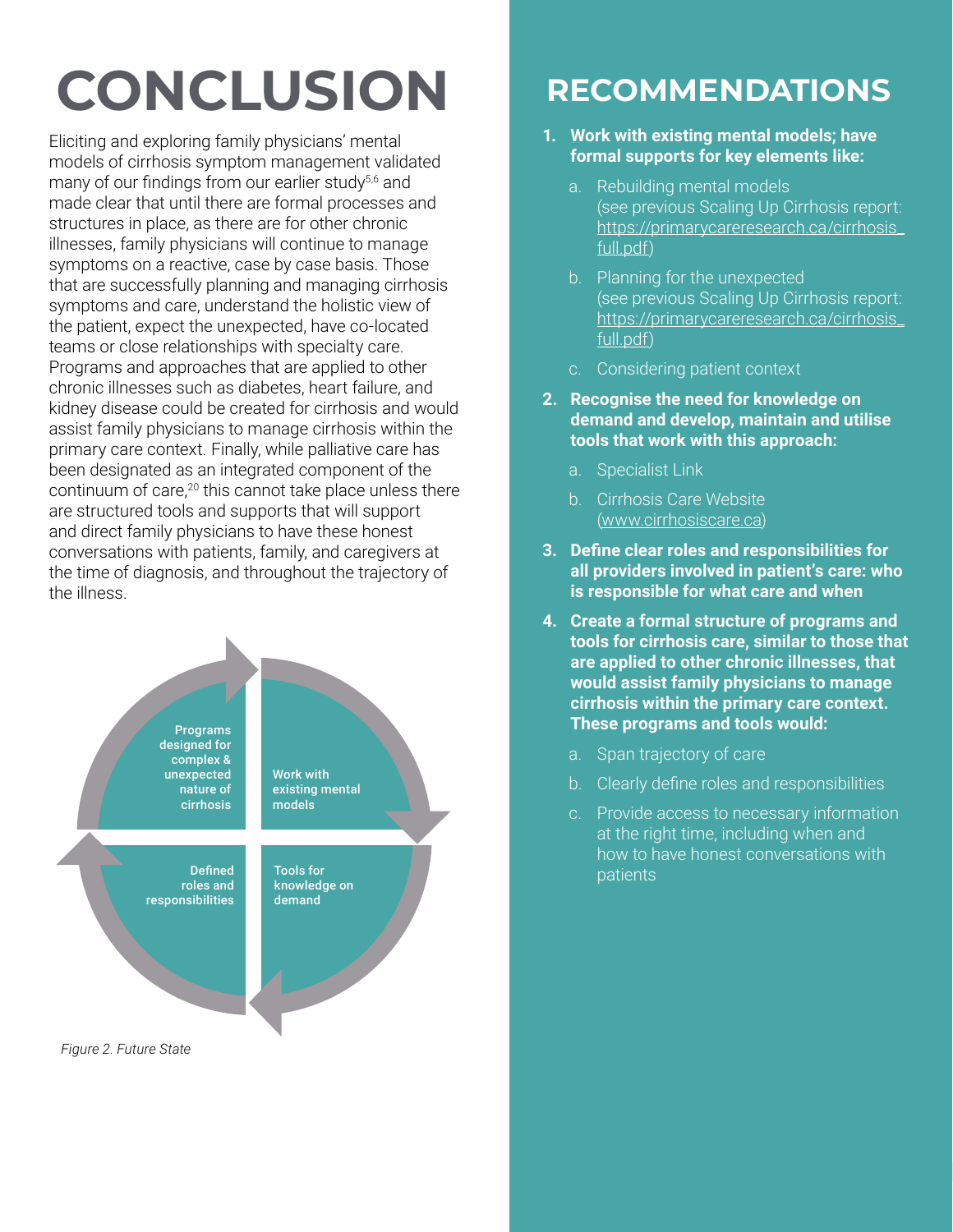# CONCLUSION

Eliciting and exploring family physicians' mental models of cirrhosis symptom management validated many of our findings from our earlier study[5,6] and made clear that until there are formal processes and structures in place, as there are for other chronic illnesses, family physicians will continue to manage symptoms on a reactive, case by case basis. Those that are successfully planning and managing cirrhosis symptoms and care, understand the holistic view of the patient, expect the unexpected, have co-located teams or close relationships with specialty care. Programs and approaches that are applied to other chronic illnesses such as diabetes, heart failure, and kidney disease could be created for cirrhosis and would assist family physicians to manage cirrhosis within the primary care context. Finally, while palliative care has been designated as an integrated component of the continuum of care,[20] this cannot take place unless there are structured tools and supports that will support and direct family physicians to have these honest conversations with patients, family, and caregivers at the time of diagnosis, and throughout the trajectory of the illness.

Programs designed for complex & unexpected nature of cirrhosis

Work with existing mental models

Defined roles and responsibilities

Tools for knowledge on demand

*Figure 2. Future State*

## RECOMMENDATIONS

1. **Work with existing mental models; have formal supports for key elements like:**
   a. Rebuilding mental models (see previous Scaling Up Cirrhosis report: https://primarycareresearch.ca/cirrhosis_full.pdf)
   b. Planning for the unexpected (see previous Scaling Up Cirrhosis report: https://primarycareresearch.ca/cirrhosis_full.pdf)
   c. Considering patient context
2. **Recognise the need for knowledge on demand and develop, maintain and utilise tools that work with this approach:**
   a. Specialist Link
   b. Cirrhosis Care Website (www.cirrhosiscare.ca)
3. **Define clear roles and responsibilities for all providers involved in patient's care: who is responsible for what care and when**
4. **Create a formal structure of programs and tools for cirrhosis care, similar to those that are applied to other chronic illnesses, that would assist family physicians to manage cirrhosis within the primary care context. These programs and tools would:**
   a. Span trajectory of care
   b. Clearly define roles and responsibilities
   c. Provide access to necessary information at the right time, including when and how to have honest conversations with patients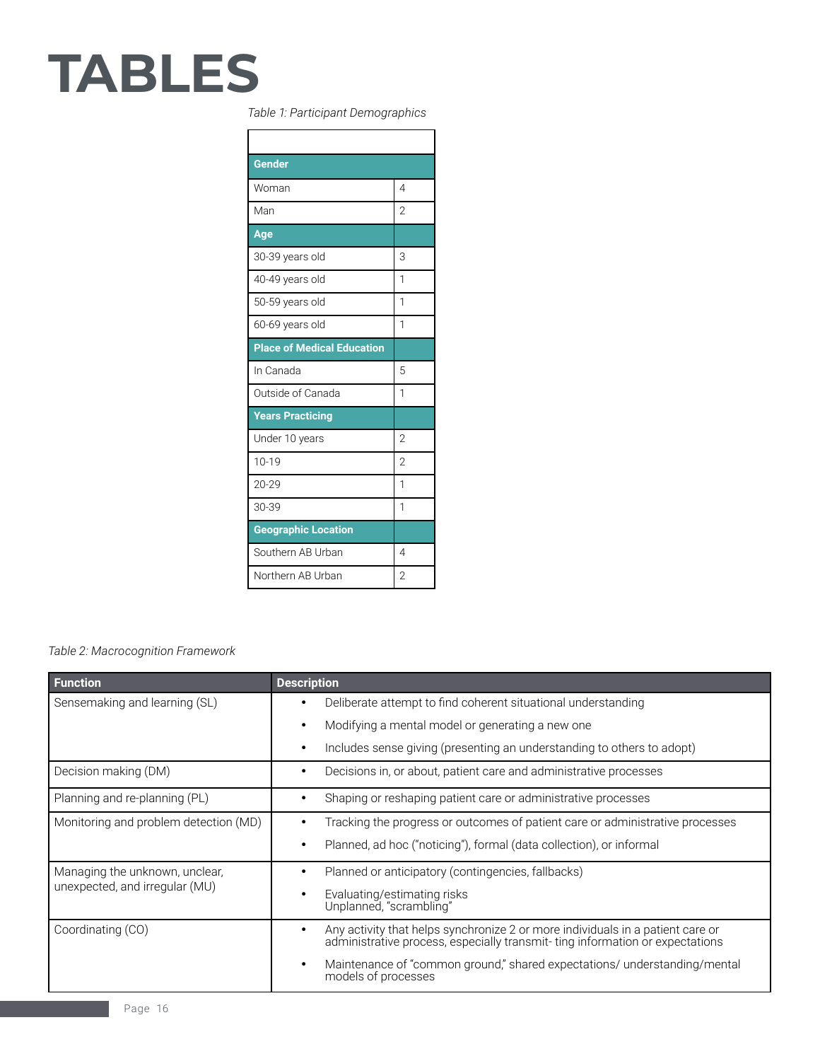# TABLES

*Table 1: Participant Demographics*

| | |
|---|---|
| **Gender** | |
| Woman | 4 |
| Man | 2 |
| **Age** | |
| 30-39 years old | 3 |
| 40-49 years old | 1 |
| 50-59 years old | 1 |
| 60-69 years old | 1 |
| **Place of Medical Education** | |
| In Canada | 5 |
| Outside of Canada | 1 |
| **Years Practicing** | |
| Under 10 years | 2 |
| 10-19 | 2 |
| 20-29 | 1 |
| 30-39 | 1 |
| **Geographic Location** | |
| Southern AB Urban | 4 |
| Northern AB Urban | 2 |

*Table 2: Macrocognition Framework*

| Function | Description |
|---|---|
| Sensemaking and learning (SL) | • Deliberate attempt to find coherent situational understanding<br>• Modifying a mental model or generating a new one<br>• Includes sense giving (presenting an understanding to others to adopt) |
| Decision making (DM) | • Decisions in, or about, patient care and administrative processes |
| Planning and re-planning (PL) | • Shaping or reshaping patient care or administrative processes |
| Monitoring and problem detection (MD) | • Tracking the progress or outcomes of patient care or administrative processes<br>• Planned, ad hoc ("noticing"), formal (data collection), or informal |
| Managing the unknown, unclear, unexpected, and irregular (MU) | • Planned or anticipatory (contingencies, fallbacks)<br>• Evaluating/estimating risks Unplanned, "scrambling" |
| Coordinating (CO) | • Any activity that helps synchronize 2 or more individuals in a patient care or administrative process, especially transmit- ting information or expectations<br>• Maintenance of "common ground," shared expectations/ understanding/mental models of processes |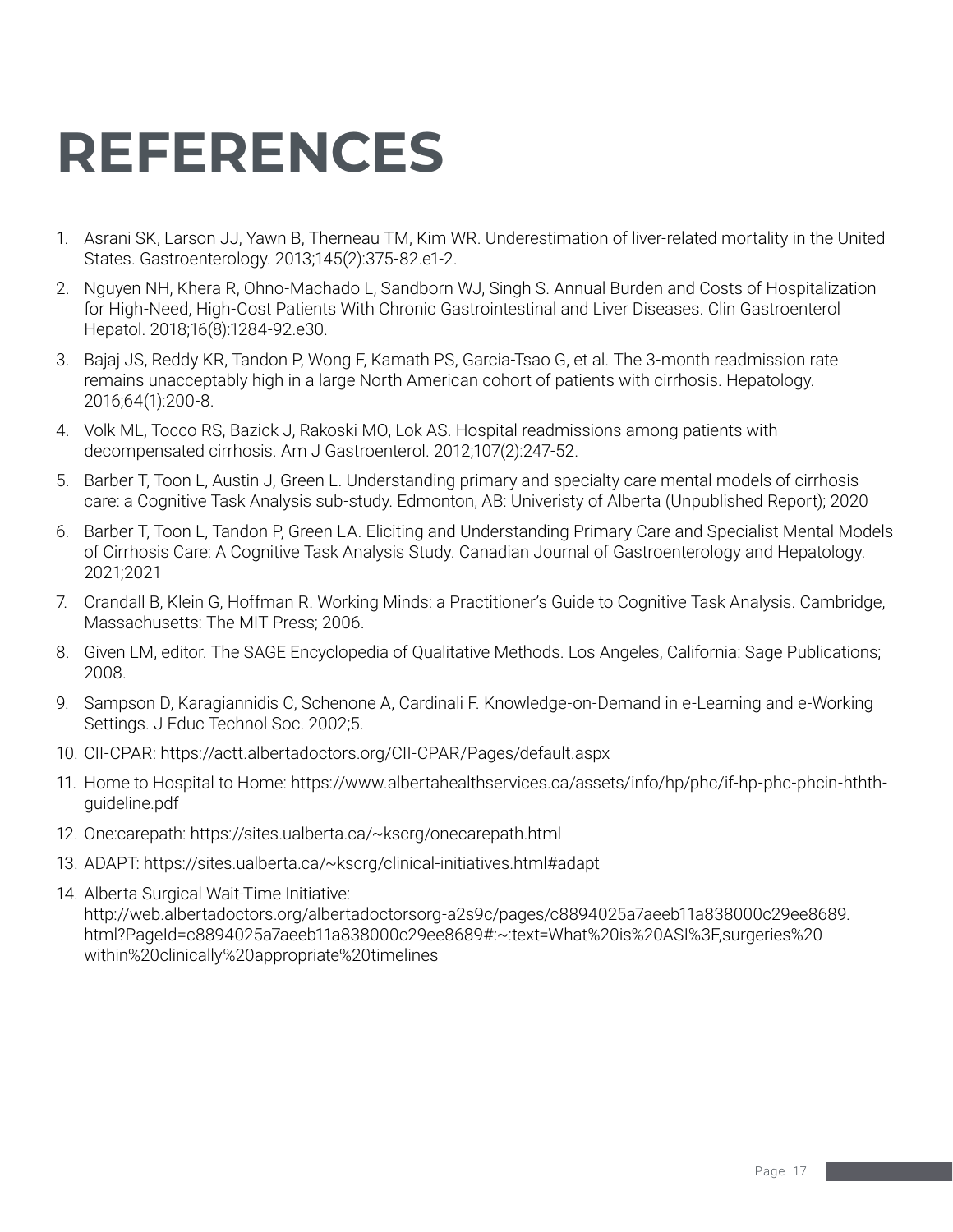# REFERENCES

1. Asrani SK, Larson JJ, Yawn B, Therneau TM, Kim WR. Underestimation of liver-related mortality in the United States. Gastroenterology. 2013;145(2):375-82.e1-2.
2. Nguyen NH, Khera R, Ohno-Machado L, Sandborn WJ, Singh S. Annual Burden and Costs of Hospitalization for High-Need, High-Cost Patients With Chronic Gastrointestinal and Liver Diseases. Clin Gastroenterol Hepatol. 2018;16(8):1284-92.e30.
3. Bajaj JS, Reddy KR, Tandon P, Wong F, Kamath PS, Garcia-Tsao G, et al. The 3-month readmission rate remains unacceptably high in a large North American cohort of patients with cirrhosis. Hepatology. 2016;64(1):200-8.
4. Volk ML, Tocco RS, Bazick J, Rakoski MO, Lok AS. Hospital readmissions among patients with decompensated cirrhosis. Am J Gastroenterol. 2012;107(2):247-52.
5. Barber T, Toon L, Austin J, Green L. Understanding primary and specialty care mental models of cirrhosis care: a Cognitive Task Analysis sub-study. Edmonton, AB: Univeristy of Alberta (Unpublished Report); 2020
6. Barber T, Toon L, Tandon P, Green LA. Eliciting and Understanding Primary Care and Specialist Mental Models of Cirrhosis Care: A Cognitive Task Analysis Study. Canadian Journal of Gastroenterology and Hepatology. 2021;2021
7. Crandall B, Klein G, Hoffman R. Working Minds: a Practitioner's Guide to Cognitive Task Analysis. Cambridge, Massachusetts: The MIT Press; 2006.
8. Given LM, editor. The SAGE Encyclopedia of Qualitative Methods. Los Angeles, California: Sage Publications; 2008.
9. Sampson D, Karagiannidis C, Schenone A, Cardinali F. Knowledge-on-Demand in e-Learning and e-Working Settings. J Educ Technol Soc. 2002;5.
10. CII-CPAR: https://actt.albertadoctors.org/CII-CPAR/Pages/default.aspx
11. Home to Hospital to Home: https://www.albertahealthservices.ca/assets/info/hp/phc/if-hp-phc-phcin-hthth-guideline.pdf
12. One:carepath: https://sites.ualberta.ca/~kscrg/onecarepath.html
13. ADAPT: https://sites.ualberta.ca/~kscrg/clinical-initiatives.html#adapt
14. Alberta Surgical Wait-Time Initiative: http://web.albertadoctors.org/albertadoctorsorg-a2s9c/pages/c8894025a7aeeb11a838000c29ee8689.html?PageId=c8894025a7aeeb11a838000c29ee8689#:~:text=What%20is%20ASI%3F,surgeries%20within%20clinically%20appropriate%20timelines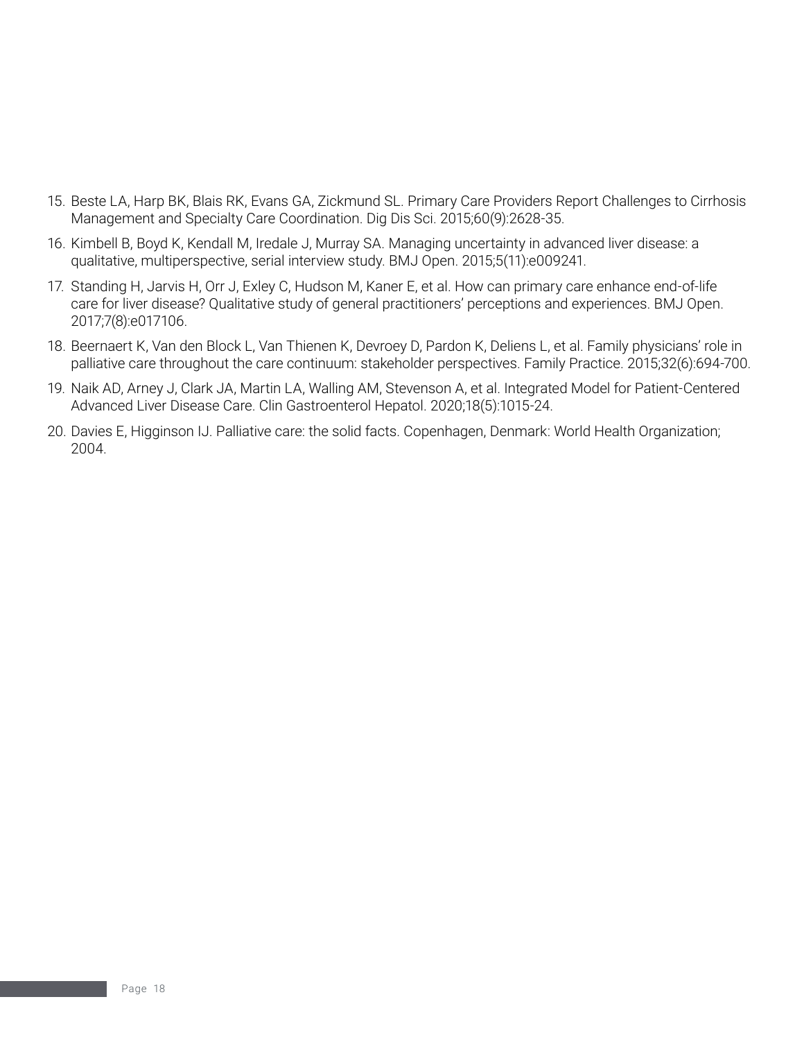15. Beste LA, Harp BK, Blais RK, Evans GA, Zickmund SL. Primary Care Providers Report Challenges to Cirrhosis Management and Specialty Care Coordination. Dig Dis Sci. 2015;60(9):2628-35.
16. Kimbell B, Boyd K, Kendall M, Iredale J, Murray SA. Managing uncertainty in advanced liver disease: a qualitative, multiperspective, serial interview study. BMJ Open. 2015;5(11):e009241.
17. Standing H, Jarvis H, Orr J, Exley C, Hudson M, Kaner E, et al. How can primary care enhance end-of-life care for liver disease? Qualitative study of general practitioners' perceptions and experiences. BMJ Open. 2017;7(8):e017106.
18. Beernaert K, Van den Block L, Van Thienen K, Devroey D, Pardon K, Deliens L, et al. Family physicians' role in palliative care throughout the care continuum: stakeholder perspectives. Family Practice. 2015;32(6):694-700.
19. Naik AD, Arney J, Clark JA, Martin LA, Walling AM, Stevenson A, et al. Integrated Model for Patient-Centered Advanced Liver Disease Care. Clin Gastroenterol Hepatol. 2020;18(5):1015-24.
20. Davies E, Higginson IJ. Palliative care: the solid facts. Copenhagen, Denmark: World Health Organization; 2004.